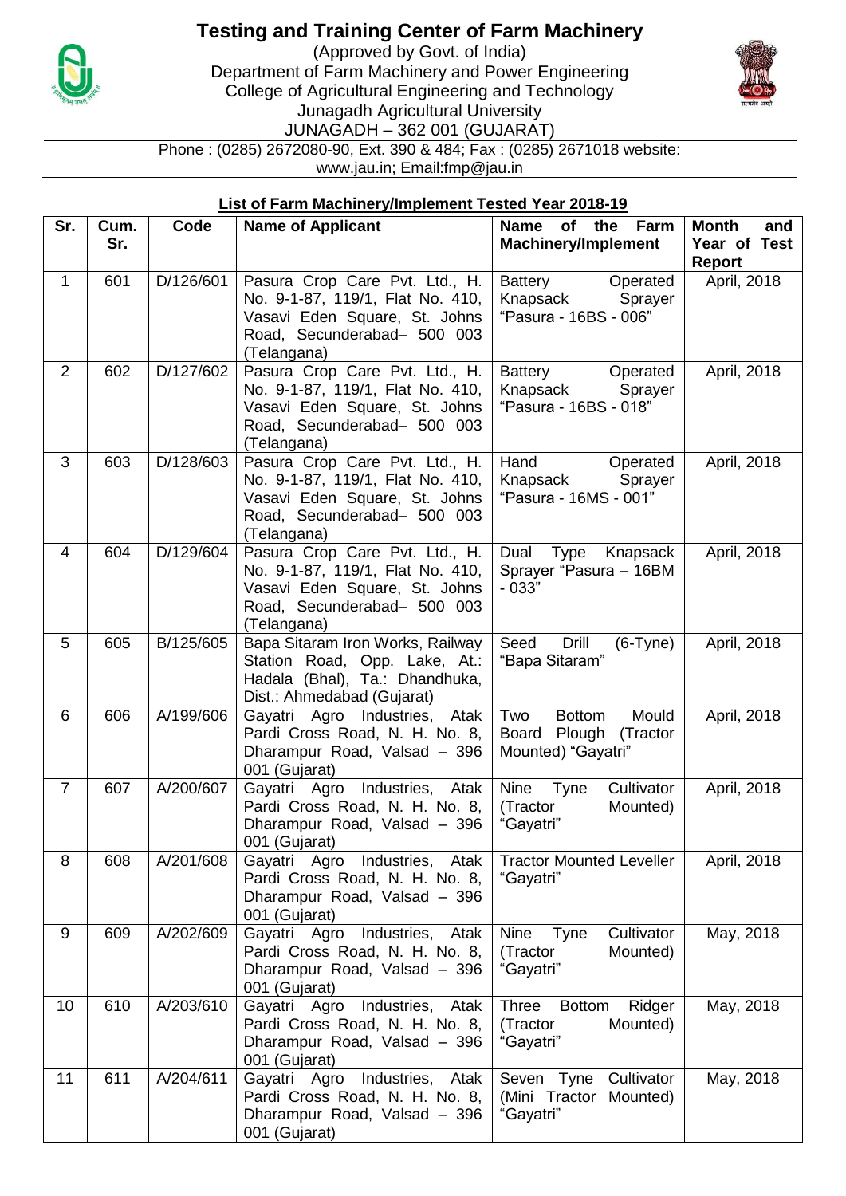# Testing and Training Center of Farm Machinery

(Approved by Govt. of India)
Department of Farm Machinery and Power Engineering
College of Agricultural Engineering and Technology
Junagadh Agricultural University
JUNAGADH – 362 001 (GUJARAT)

Phone : (0285) 2672080-90, Ext. 390 & 484; Fax : (0285) 2671018 website: www.jau.in; Email:fmp@jau.in

## List of Farm Machinery/Implement Tested Year 2018-19

| Sr. | Cum. Sr. | Code | Name of Applicant | Name of the Farm Machinery/Implement | Month and Year of Test Report |
|---|---|---|---|---|---|
| 1 | 601 | D/126/601 | Pasura Crop Care Pvt. Ltd., H. No. 9-1-87, 119/1, Flat No. 410, Vasavi Eden Square, St. Johns Road, Secunderabad– 500 003 (Telangana) | Battery Operated Knapsack Sprayer "Pasura - 16BS - 006" | April, 2018 |
| 2 | 602 | D/127/602 | Pasura Crop Care Pvt. Ltd., H. No. 9-1-87, 119/1, Flat No. 410, Vasavi Eden Square, St. Johns Road, Secunderabad– 500 003 (Telangana) | Battery Operated Knapsack Sprayer "Pasura - 16BS - 018" | April, 2018 |
| 3 | 603 | D/128/603 | Pasura Crop Care Pvt. Ltd., H. No. 9-1-87, 119/1, Flat No. 410, Vasavi Eden Square, St. Johns Road, Secunderabad– 500 003 (Telangana) | Hand Operated Knapsack Sprayer "Pasura - 16MS - 001" | April, 2018 |
| 4 | 604 | D/129/604 | Pasura Crop Care Pvt. Ltd., H. No. 9-1-87, 119/1, Flat No. 410, Vasavi Eden Square, St. Johns Road, Secunderabad– 500 003 (Telangana) | Dual Type Knapsack Sprayer "Pasura – 16BM - 033" | April, 2018 |
| 5 | 605 | B/125/605 | Bapa Sitaram Iron Works, Railway Station Road, Opp. Lake, At.: Hadala (Bhal), Ta.: Dhandhuka, Dist.: Ahmedabad (Gujarat) | Seed Drill (6-Tyne) "Bapa Sitaram" | April, 2018 |
| 6 | 606 | A/199/606 | Gayatri Agro Industries, Atak Pardi Cross Road, N. H. No. 8, Dharampur Road, Valsad – 396 001 (Gujarat) | Two Bottom Mould Board Plough (Tractor Mounted) "Gayatri" | April, 2018 |
| 7 | 607 | A/200/607 | Gayatri Agro Industries, Atak Pardi Cross Road, N. H. No. 8, Dharampur Road, Valsad – 396 001 (Gujarat) | Nine Tyne Cultivator (Tractor Mounted) "Gayatri" | April, 2018 |
| 8 | 608 | A/201/608 | Gayatri Agro Industries, Atak Pardi Cross Road, N. H. No. 8, Dharampur Road, Valsad – 396 001 (Gujarat) | Tractor Mounted Leveller "Gayatri" | April, 2018 |
| 9 | 609 | A/202/609 | Gayatri Agro Industries, Atak Pardi Cross Road, N. H. No. 8, Dharampur Road, Valsad – 396 001 (Gujarat) | Nine Tyne Cultivator (Tractor Mounted) "Gayatri" | May, 2018 |
| 10 | 610 | A/203/610 | Gayatri Agro Industries, Atak Pardi Cross Road, N. H. No. 8, Dharampur Road, Valsad – 396 001 (Gujarat) | Three Bottom Ridger (Tractor Mounted) "Gayatri" | May, 2018 |
| 11 | 611 | A/204/611 | Gayatri Agro Industries, Atak Pardi Cross Road, N. H. No. 8, Dharampur Road, Valsad – 396 001 (Gujarat) | Seven Tyne Cultivator (Mini Tractor Mounted) "Gayatri" | May, 2018 |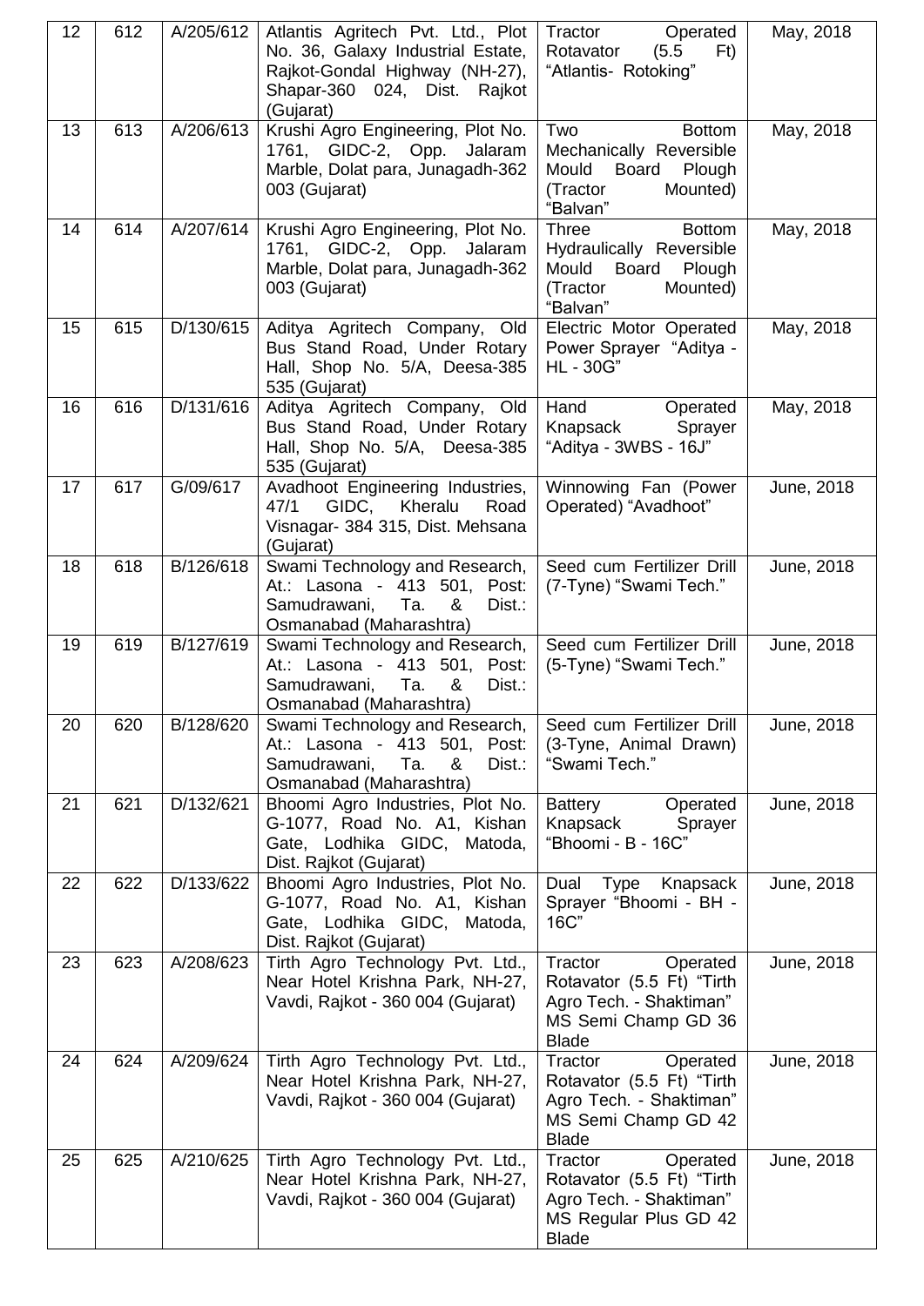| 12 | 612 | A/205/612 | Atlantis Agritech Pvt. Ltd., Plot No. 36, Galaxy Industrial Estate, Rajkot-Gondal Highway (NH-27), Shapar-360 024, Dist. Rajkot (Gujarat) | Tractor Operated Rotavator (5.5 Ft) "Atlantis- Rotoking" | May, 2018 |
|---|---|---|---|---|---|
| 13 | 613 | A/206/613 | Krushi Agro Engineering, Plot No. 1761, GIDC-2, Opp. Jalaram Marble, Dolat para, Junagadh-362 003 (Gujarat) | Two Bottom Mechanically Reversible Mould Board Plough (Tractor Mounted) "Balvan" | May, 2018 |
| 14 | 614 | A/207/614 | Krushi Agro Engineering, Plot No. 1761, GIDC-2, Opp. Jalaram Marble, Dolat para, Junagadh-362 003 (Gujarat) | Three Bottom Hydraulically Reversible Mould Board Plough (Tractor Mounted) "Balvan" | May, 2018 |
| 15 | 615 | D/130/615 | Aditya Agritech Company, Old Bus Stand Road, Under Rotary Hall, Shop No. 5/A, Deesa-385 535 (Gujarat) | Electric Motor Operated Power Sprayer "Aditya - HL - 30G" | May, 2018 |
| 16 | 616 | D/131/616 | Aditya Agritech Company, Old Bus Stand Road, Under Rotary Hall, Shop No. 5/A, Deesa-385 535 (Gujarat) | Hand Operated Knapsack Sprayer "Aditya - 3WBS - 16J" | May, 2018 |
| 17 | 617 | G/09/617 | Avadhoot Engineering Industries, 47/1 GIDC, Kheralu Road Visnagar- 384 315, Dist. Mehsana (Gujarat) | Winnowing Fan (Power Operated) "Avadhoot" | June, 2018 |
| 18 | 618 | B/126/618 | Swami Technology and Research, At.: Lasona - 413 501, Post: Samudrawani, Ta. & Dist.: Osmanabad (Maharashtra) | Seed cum Fertilizer Drill (7-Tyne) "Swami Tech." | June, 2018 |
| 19 | 619 | B/127/619 | Swami Technology and Research, At.: Lasona - 413 501, Post: Samudrawani, Ta. & Dist.: Osmanabad (Maharashtra) | Seed cum Fertilizer Drill (5-Tyne) "Swami Tech." | June, 2018 |
| 20 | 620 | B/128/620 | Swami Technology and Research, At.: Lasona - 413 501, Post: Samudrawani, Ta. & Dist.: Osmanabad (Maharashtra) | Seed cum Fertilizer Drill (3-Tyne, Animal Drawn) "Swami Tech." | June, 2018 |
| 21 | 621 | D/132/621 | Bhoomi Agro Industries, Plot No. G-1077, Road No. A1, Kishan Gate, Lodhika GIDC, Matoda, Dist. Rajkot (Gujarat) | Battery Operated Knapsack Sprayer "Bhoomi - B - 16C" | June, 2018 |
| 22 | 622 | D/133/622 | Bhoomi Agro Industries, Plot No. G-1077, Road No. A1, Kishan Gate, Lodhika GIDC, Matoda, Dist. Rajkot (Gujarat) | Dual Type Knapsack Sprayer "Bhoomi - BH - 16C" | June, 2018 |
| 23 | 623 | A/208/623 | Tirth Agro Technology Pvt. Ltd., Near Hotel Krishna Park, NH-27, Vavdi, Rajkot - 360 004 (Gujarat) | Tractor Operated Rotavator (5.5 Ft) "Tirth Agro Tech. - Shaktiman" MS Semi Champ GD 36 Blade | June, 2018 |
| 24 | 624 | A/209/624 | Tirth Agro Technology Pvt. Ltd., Near Hotel Krishna Park, NH-27, Vavdi, Rajkot - 360 004 (Gujarat) | Tractor Operated Rotavator (5.5 Ft) "Tirth Agro Tech. - Shaktiman" MS Semi Champ GD 42 Blade | June, 2018 |
| 25 | 625 | A/210/625 | Tirth Agro Technology Pvt. Ltd., Near Hotel Krishna Park, NH-27, Vavdi, Rajkot - 360 004 (Gujarat) | Tractor Operated Rotavator (5.5 Ft) "Tirth Agro Tech. - Shaktiman" MS Regular Plus GD 42 Blade | June, 2018 |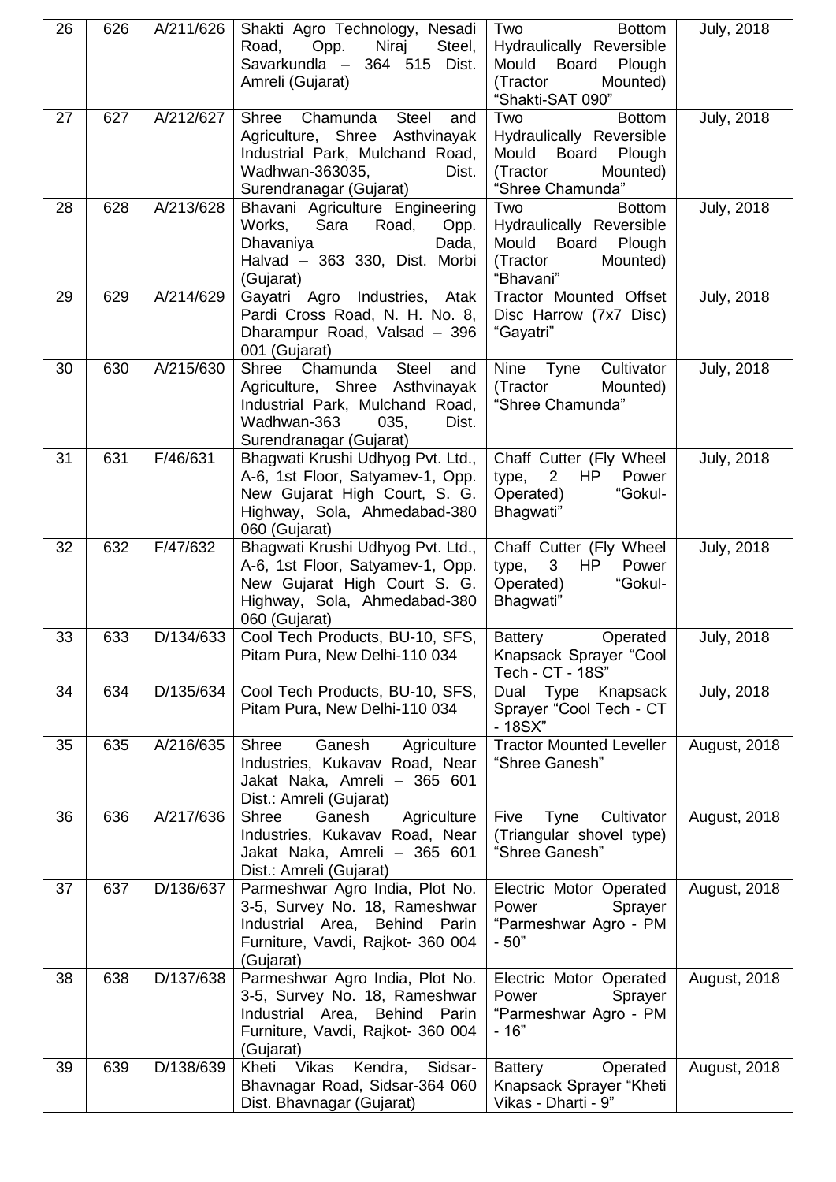| 26 | 626 | A/211/626 | Shakti Agro Technology, Nesadi Road, Opp. Niraj Steel, Savarkundla – 364 515 Dist. Amreli (Gujarat) | Two Bottom Hydraulically Reversible Mould Board Plough (Tractor Mounted) "Shakti-SAT 090" | July, 2018 |
|---|---|---|---|---|---|
| 27 | 627 | A/212/627 | Shree Chamunda Steel and Agriculture, Shree Asthvinayak Industrial Park, Mulchand Road, Wadhwan-363035, Dist. Surendranagar (Gujarat) | Two Bottom Hydraulically Reversible Mould Board Plough (Tractor Mounted) "Shree Chamunda" | July, 2018 |
| 28 | 628 | A/213/628 | Bhavani Agriculture Engineering Works, Sara Road, Opp. Dhavaniya Dada, Halvad – 363 330, Dist. Morbi (Gujarat) | Two Bottom Hydraulically Reversible Mould Board Plough (Tractor Mounted) "Bhavani" | July, 2018 |
| 29 | 629 | A/214/629 | Gayatri Agro Industries, Atak Pardi Cross Road, N. H. No. 8, Dharampur Road, Valsad – 396 001 (Gujarat) | Tractor Mounted Offset Disc Harrow (7x7 Disc) "Gayatri" | July, 2018 |
| 30 | 630 | A/215/630 | Shree Chamunda Steel and Agriculture, Shree Asthvinayak Industrial Park, Mulchand Road, Wadhwan-363 035, Dist. Surendranagar (Gujarat) | Nine Tyne Cultivator (Tractor Mounted) "Shree Chamunda" | July, 2018 |
| 31 | 631 | F/46/631 | Bhagwati Krushi Udhyog Pvt. Ltd., A-6, 1st Floor, Satyamev-1, Opp. New Gujarat High Court, S. G. Highway, Sola, Ahmedabad-380 060 (Gujarat) | Chaff Cutter (Fly Wheel type, 2 HP Power Operated) "Gokul-Bhagwati" | July, 2018 |
| 32 | 632 | F/47/632 | Bhagwati Krushi Udhyog Pvt. Ltd., A-6, 1st Floor, Satyamev-1, Opp. New Gujarat High Court S. G. Highway, Sola, Ahmedabad-380 060 (Gujarat) | Chaff Cutter (Fly Wheel type, 3 HP Power Operated) "Gokul-Bhagwati" | July, 2018 |
| 33 | 633 | D/134/633 | Cool Tech Products, BU-10, SFS, Pitam Pura, New Delhi-110 034 | Battery Operated Knapsack Sprayer "Cool Tech - CT - 18S" | July, 2018 |
| 34 | 634 | D/135/634 | Cool Tech Products, BU-10, SFS, Pitam Pura, New Delhi-110 034 | Dual Type Knapsack Sprayer "Cool Tech - CT - 18SX" | July, 2018 |
| 35 | 635 | A/216/635 | Shree Ganesh Agriculture Industries, Kukavav Road, Near Jakat Naka, Amreli – 365 601 Dist.: Amreli (Gujarat) | Tractor Mounted Leveller "Shree Ganesh" | August, 2018 |
| 36 | 636 | A/217/636 | Shree Ganesh Agriculture Industries, Kukavav Road, Near Jakat Naka, Amreli – 365 601 Dist.: Amreli (Gujarat) | Five Tyne Cultivator (Triangular shovel type) "Shree Ganesh" | August, 2018 |
| 37 | 637 | D/136/637 | Parmeshwar Agro India, Plot No. 3-5, Survey No. 18, Rameshwar Industrial Area, Behind Parin Furniture, Vavdi, Rajkot- 360 004 (Gujarat) | Electric Motor Operated Power Sprayer "Parmeshwar Agro - PM - 50" | August, 2018 |
| 38 | 638 | D/137/638 | Parmeshwar Agro India, Plot No. 3-5, Survey No. 18, Rameshwar Industrial Area, Behind Parin Furniture, Vavdi, Rajkot- 360 004 (Gujarat) | Electric Motor Operated Power Sprayer "Parmeshwar Agro - PM - 16" | August, 2018 |
| 39 | 639 | D/138/639 | Kheti Vikas Kendra, Sidsar-Bhavnagar Road, Sidsar-364 060 Dist. Bhavnagar (Gujarat) | Battery Operated Knapsack Sprayer "Kheti Vikas - Dharti - 9" | August, 2018 |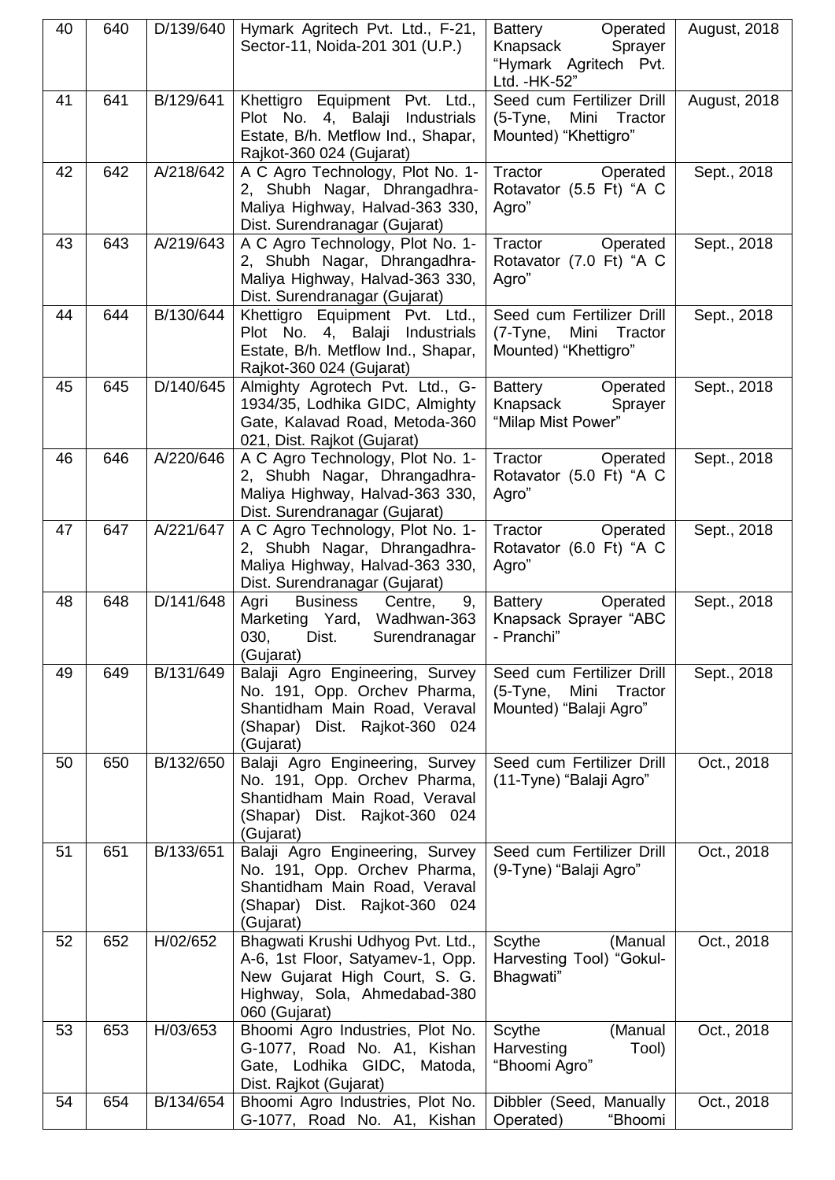| 40 | 640 | D/139/640 | Hymark Agritech Pvt. Ltd., F-21, Sector-11, Noida-201 301 (U.P.) | Battery Operated Knapsack Sprayer "Hymark Agritech Pvt. Ltd. -HK-52" | August, 2018 |
|---|---|---|---|---|---|
| 41 | 641 | B/129/641 | Khettigro Equipment Pvt. Ltd., Plot No. 4, Balaji Industrials Estate, B/h. Metflow Ind., Shapar, Rajkot-360 024 (Gujarat) | Seed cum Fertilizer Drill (5-Tyne, Mini Tractor Mounted) "Khettigro" | August, 2018 |
| 42 | 642 | A/218/642 | A C Agro Technology, Plot No. 1-2, Shubh Nagar, Dhrangadhra-Maliya Highway, Halvad-363 330, Dist. Surendranagar (Gujarat) | Tractor Operated Rotavator (5.5 Ft) "A C Agro" | Sept., 2018 |
| 43 | 643 | A/219/643 | A C Agro Technology, Plot No. 1-2, Shubh Nagar, Dhrangadhra-Maliya Highway, Halvad-363 330, Dist. Surendranagar (Gujarat) | Tractor Operated Rotavator (7.0 Ft) "A C Agro" | Sept., 2018 |
| 44 | 644 | B/130/644 | Khettigro Equipment Pvt. Ltd., Plot No. 4, Balaji Industrials Estate, B/h. Metflow Ind., Shapar, Rajkot-360 024 (Gujarat) | Seed cum Fertilizer Drill (7-Tyne, Mini Tractor Mounted) "Khettigro" | Sept., 2018 |
| 45 | 645 | D/140/645 | Almighty Agrotech Pvt. Ltd., G-1934/35, Lodhika GIDC, Almighty Gate, Kalavad Road, Metoda-360 021, Dist. Rajkot (Gujarat) | Battery Operated Knapsack Sprayer "Milap Mist Power" | Sept., 2018 |
| 46 | 646 | A/220/646 | A C Agro Technology, Plot No. 1-2, Shubh Nagar, Dhrangadhra-Maliya Highway, Halvad-363 330, Dist. Surendranagar (Gujarat) | Tractor Operated Rotavator (5.0 Ft) "A C Agro" | Sept., 2018 |
| 47 | 647 | A/221/647 | A C Agro Technology, Plot No. 1-2, Shubh Nagar, Dhrangadhra-Maliya Highway, Halvad-363 330, Dist. Surendranagar (Gujarat) | Tractor Operated Rotavator (6.0 Ft) "A C Agro" | Sept., 2018 |
| 48 | 648 | D/141/648 | Agri Business Centre, 9, Marketing Yard, Wadhwan-363 030, Dist. Surendranagar (Gujarat) | Battery Operated Knapsack Sprayer "ABC - Pranchi" | Sept., 2018 |
| 49 | 649 | B/131/649 | Balaji Agro Engineering, Survey No. 191, Opp. Orchev Pharma, Shantidham Main Road, Veraval (Shapar) Dist. Rajkot-360 024 (Gujarat) | Seed cum Fertilizer Drill (5-Tyne, Mini Tractor Mounted) "Balaji Agro" | Sept., 2018 |
| 50 | 650 | B/132/650 | Balaji Agro Engineering, Survey No. 191, Opp. Orchev Pharma, Shantidham Main Road, Veraval (Shapar) Dist. Rajkot-360 024 (Gujarat) | Seed cum Fertilizer Drill (11-Tyne) "Balaji Agro" | Oct., 2018 |
| 51 | 651 | B/133/651 | Balaji Agro Engineering, Survey No. 191, Opp. Orchev Pharma, Shantidham Main Road, Veraval (Shapar) Dist. Rajkot-360 024 (Gujarat) | Seed cum Fertilizer Drill (9-Tyne) "Balaji Agro" | Oct., 2018 |
| 52 | 652 | H/02/652 | Bhagwati Krushi Udhyog Pvt. Ltd., A-6, 1st Floor, Satyamev-1, Opp. New Gujarat High Court, S. G. Highway, Sola, Ahmedabad-380 060 (Gujarat) | Scythe (Manual Harvesting Tool) "Gokul-Bhagwati" | Oct., 2018 |
| 53 | 653 | H/03/653 | Bhoomi Agro Industries, Plot No. G-1077, Road No. A1, Kishan Gate, Lodhika GIDC, Matoda, Dist. Rajkot (Gujarat) | Scythe (Manual Harvesting Tool) "Bhoomi Agro" | Oct., 2018 |
| 54 | 654 | B/134/654 | Bhoomi Agro Industries, Plot No. G-1077, Road No. A1, Kishan | Dibbler (Seed, Manually Operated) "Bhoomi | Oct., 2018 |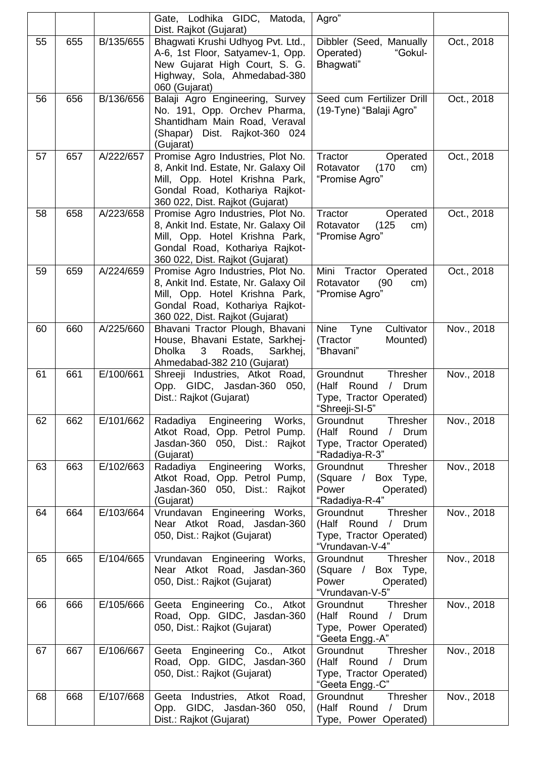| | | | Gate, Lodhika GIDC, Matoda, Dist. Rajkot (Gujarat) | Agro" | |
|---|---|---|---|---|---|
| 55 | 655 | B/135/655 | Bhagwati Krushi Udhyog Pvt. Ltd., A-6, 1st Floor, Satyamev-1, Opp. New Gujarat High Court, S. G. Highway, Sola, Ahmedabad-380 060 (Gujarat) | Dibbler (Seed, Manually Operated) "Gokul-Bhagwati" | Oct., 2018 |
| 56 | 656 | B/136/656 | Balaji Agro Engineering, Survey No. 191, Opp. Orchev Pharma, Shantidham Main Road, Veraval (Shapar) Dist. Rajkot-360 024 (Gujarat) | Seed cum Fertilizer Drill (19-Tyne) "Balaji Agro" | Oct., 2018 |
| 57 | 657 | A/222/657 | Promise Agro Industries, Plot No. 8, Ankit Ind. Estate, Nr. Galaxy Oil Mill, Opp. Hotel Krishna Park, Gondal Road, Kothariya Rajkot-360 022, Dist. Rajkot (Gujarat) | Tractor Operated Rotavator (170 cm) "Promise Agro" | Oct., 2018 |
| 58 | 658 | A/223/658 | Promise Agro Industries, Plot No. 8, Ankit Ind. Estate, Nr. Galaxy Oil Mill, Opp. Hotel Krishna Park, Gondal Road, Kothariya Rajkot-360 022, Dist. Rajkot (Gujarat) | Tractor Operated Rotavator (125 cm) "Promise Agro" | Oct., 2018 |
| 59 | 659 | A/224/659 | Promise Agro Industries, Plot No. 8, Ankit Ind. Estate, Nr. Galaxy Oil Mill, Opp. Hotel Krishna Park, Gondal Road, Kothariya Rajkot-360 022, Dist. Rajkot (Gujarat) | Mini Tractor Operated Rotavator (90 cm) "Promise Agro" | Oct., 2018 |
| 60 | 660 | A/225/660 | Bhavani Tractor Plough, Bhavani House, Bhavani Estate, Sarkhej-Dholka 3 Roads, Sarkhej, Ahmedabad-382 210 (Gujarat) | Nine Tyne Cultivator (Tractor Mounted) "Bhavani" | Nov., 2018 |
| 61 | 661 | E/100/661 | Shreeji Industries, Atkot Road, Opp. GIDC, Jasdan-360 050, Dist.: Rajkot (Gujarat) | Groundnut Thresher (Half Round / Drum Type, Tractor Operated) "Shreeji-SI-5" | Nov., 2018 |
| 62 | 662 | E/101/662 | Radadiya Engineering Works, Atkot Road, Opp. Petrol Pump. Jasdan-360 050, Dist.: Rajkot (Gujarat) | Groundnut Thresher (Half Round / Drum Type, Tractor Operated) "Radadiya-R-3" | Nov., 2018 |
| 63 | 663 | E/102/663 | Radadiya Engineering Works, Atkot Road, Opp. Petrol Pump, Jasdan-360 050, Dist.: Rajkot (Gujarat) | Groundnut Thresher (Square / Box Type, Power Operated) "Radadiya-R-4" | Nov., 2018 |
| 64 | 664 | E/103/664 | Vrundavan Engineering Works, Near Atkot Road, Jasdan-360 050, Dist.: Rajkot (Gujarat) | Groundnut Thresher (Half Round / Drum Type, Tractor Operated) "Vrundavan-V-4" | Nov., 2018 |
| 65 | 665 | E/104/665 | Vrundavan Engineering Works, Near Atkot Road, Jasdan-360 050, Dist.: Rajkot (Gujarat) | Groundnut Thresher (Square / Box Type, Power Operated) "Vrundavan-V-5" | Nov., 2018 |
| 66 | 666 | E/105/666 | Geeta Engineering Co., Atkot Road, Opp. GIDC, Jasdan-360 050, Dist.: Rajkot (Gujarat) | Groundnut Thresher (Half Round / Drum Type, Power Operated) "Geeta Engg.-A" | Nov., 2018 |
| 67 | 667 | E/106/667 | Geeta Engineering Co., Atkot Road, Opp. GIDC, Jasdan-360 050, Dist.: Rajkot (Gujarat) | Groundnut Thresher (Half Round / Drum Type, Tractor Operated) "Geeta Engg.-C" | Nov., 2018 |
| 68 | 668 | E/107/668 | Geeta Industries, Atkot Road, Opp. GIDC, Jasdan-360 050, Dist.: Rajkot (Gujarat) | Groundnut Thresher (Half Round / Drum Type, Power Operated) | Nov., 2018 |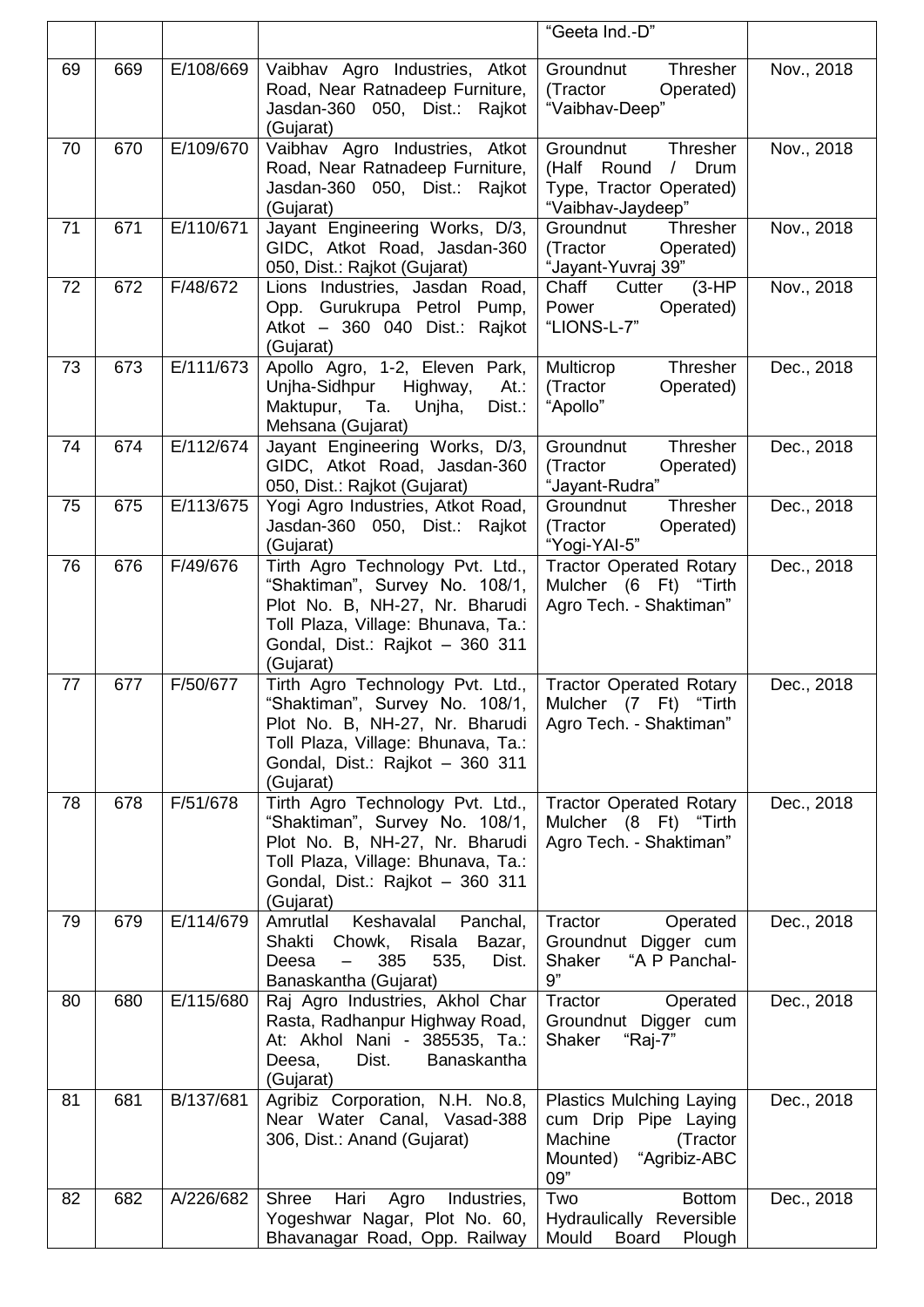| | | | | "Geeta Ind.-D" | |
|---|---|---|---|---|---|
| 69 | 669 | E/108/669 | Vaibhav Agro Industries, Atkot Road, Near Ratnadeep Furniture, Jasdan-360 050, Dist.: Rajkot (Gujarat) | Groundnut Thresher (Tractor Operated) "Vaibhav-Deep" | Nov., 2018 |
| 70 | 670 | E/109/670 | Vaibhav Agro Industries, Atkot Road, Near Ratnadeep Furniture, Jasdan-360 050, Dist.: Rajkot (Gujarat) | Groundnut Thresher (Half Round / Drum Type, Tractor Operated) "Vaibhav-Jaydeep" | Nov., 2018 |
| 71 | 671 | E/110/671 | Jayant Engineering Works, D/3, GIDC, Atkot Road, Jasdan-360 050, Dist.: Rajkot (Gujarat) | Groundnut Thresher (Tractor Operated) "Jayant-Yuvraj 39" | Nov., 2018 |
| 72 | 672 | F/48/672 | Lions Industries, Jasdan Road, Opp. Gurukrupa Petrol Pump, Atkot – 360 040 Dist.: Rajkot (Gujarat) | Chaff Cutter (3-HP Power Operated) "LIONS-L-7" | Nov., 2018 |
| 73 | 673 | E/111/673 | Apollo Agro, 1-2, Eleven Park, Unjha-Sidhpur Highway, At.: Maktupur, Ta. Unjha, Dist.: Mehsana (Gujarat) | Multicrop Thresher (Tractor Operated) "Apollo" | Dec., 2018 |
| 74 | 674 | E/112/674 | Jayant Engineering Works, D/3, GIDC, Atkot Road, Jasdan-360 050, Dist.: Rajkot (Gujarat) | Groundnut Thresher (Tractor Operated) "Jayant-Rudra" | Dec., 2018 |
| 75 | 675 | E/113/675 | Yogi Agro Industries, Atkot Road, Jasdan-360 050, Dist.: Rajkot (Gujarat) | Groundnut Thresher (Tractor Operated) "Yogi-YAI-5" | Dec., 2018 |
| 76 | 676 | F/49/676 | Tirth Agro Technology Pvt. Ltd., "Shaktiman", Survey No. 108/1, Plot No. B, NH-27, Nr. Bharudi Toll Plaza, Village: Bhunava, Ta.: Gondal, Dist.: Rajkot – 360 311 (Gujarat) | Tractor Operated Rotary Mulcher (6 Ft) "Tirth Agro Tech. - Shaktiman" | Dec., 2018 |
| 77 | 677 | F/50/677 | Tirth Agro Technology Pvt. Ltd., "Shaktiman", Survey No. 108/1, Plot No. B, NH-27, Nr. Bharudi Toll Plaza, Village: Bhunava, Ta.: Gondal, Dist.: Rajkot – 360 311 (Gujarat) | Tractor Operated Rotary Mulcher (7 Ft) "Tirth Agro Tech. - Shaktiman" | Dec., 2018 |
| 78 | 678 | F/51/678 | Tirth Agro Technology Pvt. Ltd., "Shaktiman", Survey No. 108/1, Plot No. B, NH-27, Nr. Bharudi Toll Plaza, Village: Bhunava, Ta.: Gondal, Dist.: Rajkot – 360 311 (Gujarat) | Tractor Operated Rotary Mulcher (8 Ft) "Tirth Agro Tech. - Shaktiman" | Dec., 2018 |
| 79 | 679 | E/114/679 | Amrutlal Keshavalal Panchal, Shakti Chowk, Risala Bazar, Deesa – 385 535, Dist. Banaskantha (Gujarat) | Tractor Operated Groundnut Digger cum Shaker "A P Panchal-9" | Dec., 2018 |
| 80 | 680 | E/115/680 | Raj Agro Industries, Akhol Char Rasta, Radhanpur Highway Road, At: Akhol Nani - 385535, Ta.: Deesa, Dist. Banaskantha (Gujarat) | Tractor Operated Groundnut Digger cum Shaker "Raj-7" | Dec., 2018 |
| 81 | 681 | B/137/681 | Agribiz Corporation, N.H. No.8, Near Water Canal, Vasad-388 306, Dist.: Anand (Gujarat) | Plastics Mulching Laying cum Drip Pipe Laying Machine (Tractor Mounted) "Agribiz-ABC 09" | Dec., 2018 |
| 82 | 682 | A/226/682 | Shree Hari Agro Industries, Yogeshwar Nagar, Plot No. 60, Bhavanagar Road, Opp. Railway | Two Bottom Hydraulically Reversible Mould Board Plough | Dec., 2018 |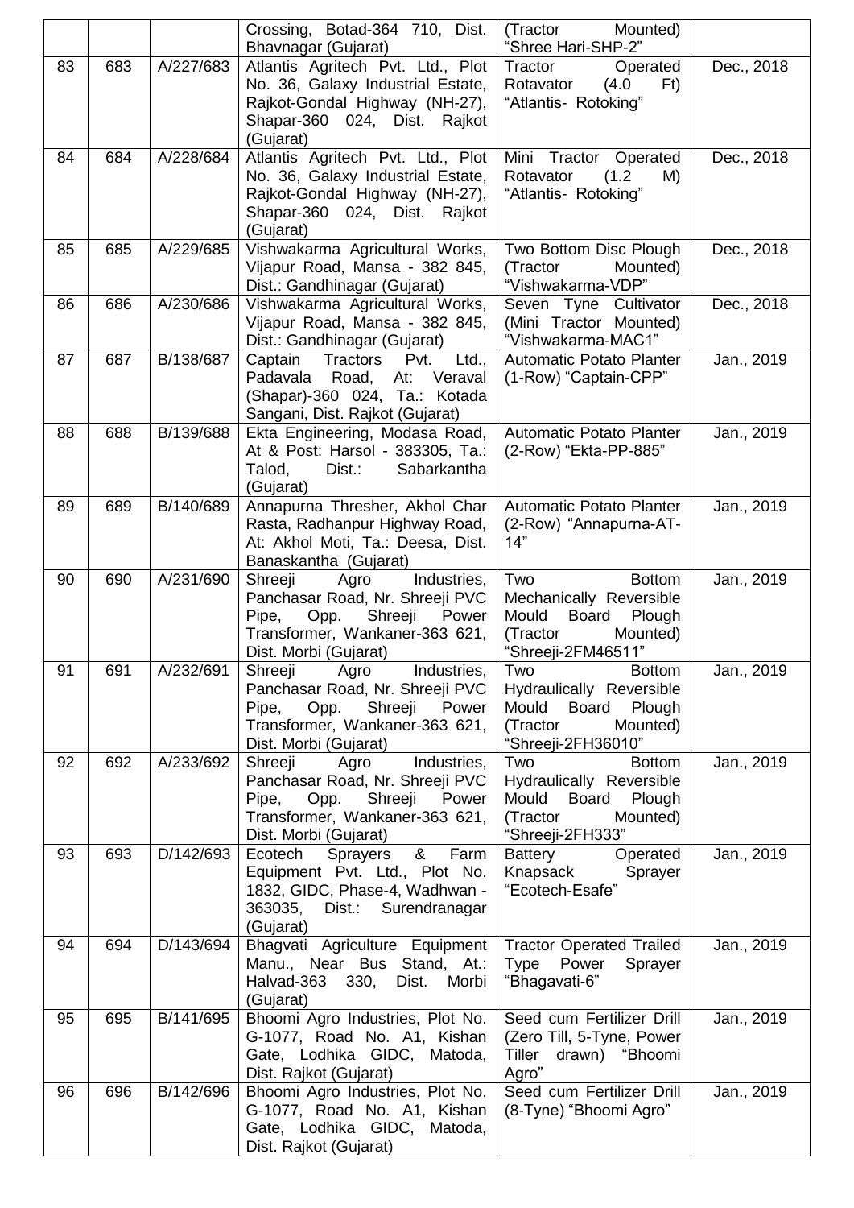| | | | Crossing, Botad-364 710, Dist. Bhavnagar (Gujarat) | (Tractor Mounted) "Shree Hari-SHP-2" | |
|---|---|---|---|---|---|
| 83 | 683 | A/227/683 | Atlantis Agritech Pvt. Ltd., Plot No. 36, Galaxy Industrial Estate, Rajkot-Gondal Highway (NH-27), Shapar-360 024, Dist. Rajkot (Gujarat) | Tractor Operated Rotavator (4.0 Ft) "Atlantis- Rotoking" | Dec., 2018 |
| 84 | 684 | A/228/684 | Atlantis Agritech Pvt. Ltd., Plot No. 36, Galaxy Industrial Estate, Rajkot-Gondal Highway (NH-27), Shapar-360 024, Dist. Rajkot (Gujarat) | Mini Tractor Operated Rotavator (1.2 M) "Atlantis- Rotoking" | Dec., 2018 |
| 85 | 685 | A/229/685 | Vishwakarma Agricultural Works, Vijapur Road, Mansa - 382 845, Dist.: Gandhinagar (Gujarat) | Two Bottom Disc Plough (Tractor Mounted) "Vishwakarma-VDP" | Dec., 2018 |
| 86 | 686 | A/230/686 | Vishwakarma Agricultural Works, Vijapur Road, Mansa - 382 845, Dist.: Gandhinagar (Gujarat) | Seven Tyne Cultivator (Mini Tractor Mounted) "Vishwakarma-MAC1" | Dec., 2018 |
| 87 | 687 | B/138/687 | Captain Tractors Pvt. Ltd., Padavala Road, At: Veraval (Shapar)-360 024, Ta.: Kotada Sangani, Dist. Rajkot (Gujarat) | Automatic Potato Planter (1-Row) "Captain-CPP" | Jan., 2019 |
| 88 | 688 | B/139/688 | Ekta Engineering, Modasa Road, At & Post: Harsol - 383305, Ta.: Talod, Dist.: Sabarkantha (Gujarat) | Automatic Potato Planter (2-Row) "Ekta-PP-885" | Jan., 2019 |
| 89 | 689 | B/140/689 | Annapurna Thresher, Akhol Char Rasta, Radhanpur Highway Road, At: Akhol Moti, Ta.: Deesa, Dist. Banaskantha (Gujarat) | Automatic Potato Planter (2-Row) "Annapurna-AT-14" | Jan., 2019 |
| 90 | 690 | A/231/690 | Shreeji Agro Industries, Panchasar Road, Nr. Shreeji PVC Pipe, Opp. Shreeji Power Transformer, Wankaner-363 621, Dist. Morbi (Gujarat) | Two Bottom Mechanically Reversible Mould Board Plough (Tractor Mounted) "Shreeji-2FM46511" | Jan., 2019 |
| 91 | 691 | A/232/691 | Shreeji Agro Industries, Panchasar Road, Nr. Shreeji PVC Pipe, Opp. Shreeji Power Transformer, Wankaner-363 621, Dist. Morbi (Gujarat) | Two Bottom Hydraulically Reversible Mould Board Plough (Tractor Mounted) "Shreeji-2FH36010" | Jan., 2019 |
| 92 | 692 | A/233/692 | Shreeji Agro Industries, Panchasar Road, Nr. Shreeji PVC Pipe, Opp. Shreeji Power Transformer, Wankaner-363 621, Dist. Morbi (Gujarat) | Two Bottom Hydraulically Reversible Mould Board Plough (Tractor Mounted) "Shreeji-2FH333" | Jan., 2019 |
| 93 | 693 | D/142/693 | Ecotech Sprayers & Farm Equipment Pvt. Ltd., Plot No. 1832, GIDC, Phase-4, Wadhwan - 363035, Dist.: Surendranagar (Gujarat) | Battery Operated Knapsack Sprayer "Ecotech-Esafe" | Jan., 2019 |
| 94 | 694 | D/143/694 | Bhagvati Agriculture Equipment Manu., Near Bus Stand, At.: Halvad-363 330, Dist. Morbi (Gujarat) | Tractor Operated Trailed Type Power Sprayer "Bhagavati-6" | Jan., 2019 |
| 95 | 695 | B/141/695 | Bhoomi Agro Industries, Plot No. G-1077, Road No. A1, Kishan Gate, Lodhika GIDC, Matoda, Dist. Rajkot (Gujarat) | Seed cum Fertilizer Drill (Zero Till, 5-Tyne, Power Tiller drawn) "Bhoomi Agro" | Jan., 2019 |
| 96 | 696 | B/142/696 | Bhoomi Agro Industries, Plot No. G-1077, Road No. A1, Kishan Gate, Lodhika GIDC, Matoda, Dist. Rajkot (Gujarat) | Seed cum Fertilizer Drill (8-Tyne) "Bhoomi Agro" | Jan., 2019 |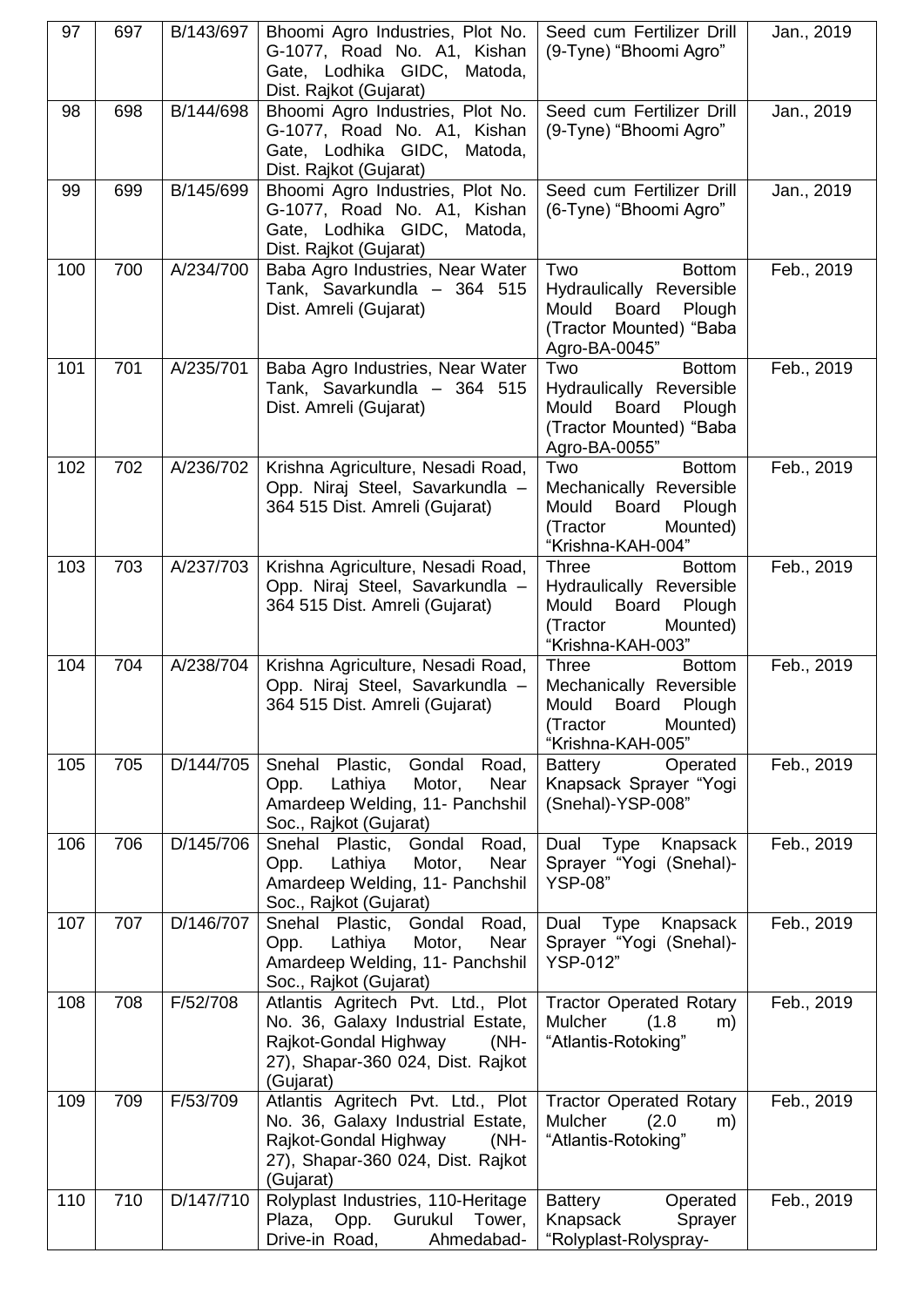| 97 | 697 | B/143/697 | Bhoomi Agro Industries, Plot No. G-1077, Road No. A1, Kishan Gate, Lodhika GIDC, Matoda, Dist. Rajkot (Gujarat) | Seed cum Fertilizer Drill (9-Tyne) "Bhoomi Agro" | Jan., 2019 |
|---|---|---|---|---|---|
| 98 | 698 | B/144/698 | Bhoomi Agro Industries, Plot No. G-1077, Road No. A1, Kishan Gate, Lodhika GIDC, Matoda, Dist. Rajkot (Gujarat) | Seed cum Fertilizer Drill (9-Tyne) "Bhoomi Agro" | Jan., 2019 |
| 99 | 699 | B/145/699 | Bhoomi Agro Industries, Plot No. G-1077, Road No. A1, Kishan Gate, Lodhika GIDC, Matoda, Dist. Rajkot (Gujarat) | Seed cum Fertilizer Drill (6-Tyne) "Bhoomi Agro" | Jan., 2019 |
| 100 | 700 | A/234/700 | Baba Agro Industries, Near Water Tank, Savarkundla – 364 515 Dist. Amreli (Gujarat) | Two Bottom Hydraulically Reversible Mould Board Plough (Tractor Mounted) "Baba Agro-BA-0045" | Feb., 2019 |
| 101 | 701 | A/235/701 | Baba Agro Industries, Near Water Tank, Savarkundla – 364 515 Dist. Amreli (Gujarat) | Two Bottom Hydraulically Reversible Mould Board Plough (Tractor Mounted) "Baba Agro-BA-0055" | Feb., 2019 |
| 102 | 702 | A/236/702 | Krishna Agriculture, Nesadi Road, Opp. Niraj Steel, Savarkundla – 364 515 Dist. Amreli (Gujarat) | Two Bottom Mechanically Reversible Mould Board Plough (Tractor Mounted) "Krishna-KAH-004" | Feb., 2019 |
| 103 | 703 | A/237/703 | Krishna Agriculture, Nesadi Road, Opp. Niraj Steel, Savarkundla – 364 515 Dist. Amreli (Gujarat) | Three Bottom Hydraulically Reversible Mould Board Plough (Tractor Mounted) "Krishna-KAH-003" | Feb., 2019 |
| 104 | 704 | A/238/704 | Krishna Agriculture, Nesadi Road, Opp. Niraj Steel, Savarkundla – 364 515 Dist. Amreli (Gujarat) | Three Bottom Mechanically Reversible Mould Board Plough (Tractor Mounted) "Krishna-KAH-005" | Feb., 2019 |
| 105 | 705 | D/144/705 | Snehal Plastic, Gondal Road, Opp. Lathiya Motor, Near Amardeep Welding, 11- Panchshil Soc., Rajkot (Gujarat) | Battery Operated Knapsack Sprayer "Yogi (Snehal)-YSP-008" | Feb., 2019 |
| 106 | 706 | D/145/706 | Snehal Plastic, Gondal Road, Opp. Lathiya Motor, Near Amardeep Welding, 11- Panchshil Soc., Rajkot (Gujarat) | Dual Type Knapsack Sprayer "Yogi (Snehal)-YSP-08" | Feb., 2019 |
| 107 | 707 | D/146/707 | Snehal Plastic, Gondal Road, Opp. Lathiya Motor, Near Amardeep Welding, 11- Panchshil Soc., Rajkot (Gujarat) | Dual Type Knapsack Sprayer "Yogi (Snehal)-YSP-012" | Feb., 2019 |
| 108 | 708 | F/52/708 | Atlantis Agritech Pvt. Ltd., Plot No. 36, Galaxy Industrial Estate, Rajkot-Gondal Highway (NH-27), Shapar-360 024, Dist. Rajkot (Gujarat) | Tractor Operated Rotary Mulcher (1.8 m) "Atlantis-Rotoking" | Feb., 2019 |
| 109 | 709 | F/53/709 | Atlantis Agritech Pvt. Ltd., Plot No. 36, Galaxy Industrial Estate, Rajkot-Gondal Highway (NH-27), Shapar-360 024, Dist. Rajkot (Gujarat) | Tractor Operated Rotary Mulcher (2.0 m) "Atlantis-Rotoking" | Feb., 2019 |
| 110 | 710 | D/147/710 | Rolyplast Industries, 110-Heritage Plaza, Opp. Gurukul Tower, Drive-in Road, Ahmedabad- | Battery Operated Knapsack Sprayer "Rolyplast-Rolyspray- | Feb., 2019 |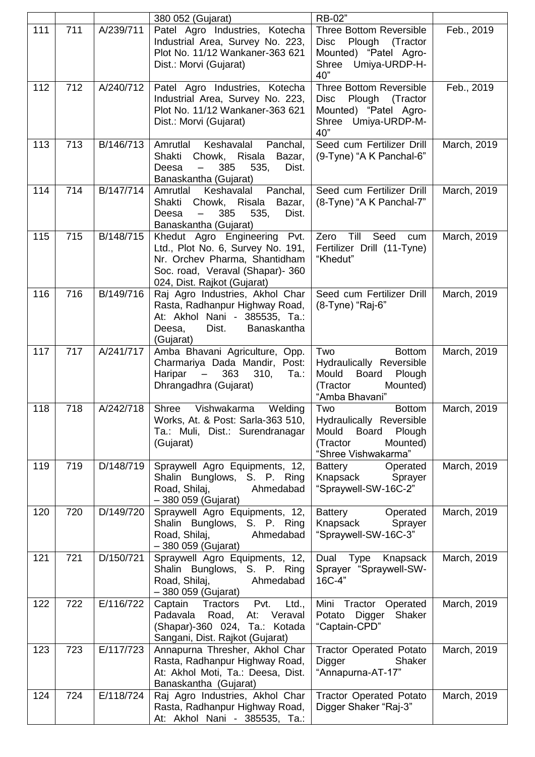|  |  |  | 380 052 (Gujarat) | RB-02" |  |
|---|---|---|---|---|---|
| 111 | 711 | A/239/711 | Patel Agro Industries, Kotecha Industrial Area, Survey No. 223, Plot No. 11/12 Wankaner-363 621 Dist.: Morvi (Gujarat) | Three Bottom Reversible Disc Plough (Tractor Mounted) "Patel Agro-Shree Umiya-URDP-H-40" | Feb., 2019 |
| 112 | 712 | A/240/712 | Patel Agro Industries, Kotecha Industrial Area, Survey No. 223, Plot No. 11/12 Wankaner-363 621 Dist.: Morvi (Gujarat) | Three Bottom Reversible Disc Plough (Tractor Mounted) "Patel Agro-Shree Umiya-URDP-M-40" | Feb., 2019 |
| 113 | 713 | B/146/713 | Amrutlal Keshavalal Panchal, Shakti Chowk, Risala Bazar, Deesa – 385 535, Dist. Banaskantha (Gujarat) | Seed cum Fertilizer Drill (9-Tyne) "A K Panchal-6" | March, 2019 |
| 114 | 714 | B/147/714 | Amrutlal Keshavalal Panchal, Shakti Chowk, Risala Bazar, Deesa – 385 535, Dist. Banaskantha (Gujarat) | Seed cum Fertilizer Drill (8-Tyne) "A K Panchal-7" | March, 2019 |
| 115 | 715 | B/148/715 | Khedut Agro Engineering Pvt. Ltd., Plot No. 6, Survey No. 191, Nr. Orchev Pharma, Shantidham Soc. road, Veraval (Shapar)- 360 024, Dist. Rajkot (Gujarat) | Zero Till Seed cum Fertilizer Drill (11-Tyne) "Khedut" | March, 2019 |
| 116 | 716 | B/149/716 | Raj Agro Industries, Akhol Char Rasta, Radhanpur Highway Road, At: Akhol Nani - 385535, Ta.: Deesa, Dist. Banaskantha (Gujarat) | Seed cum Fertilizer Drill (8-Tyne) "Raj-6" | March, 2019 |
| 117 | 717 | A/241/717 | Amba Bhavani Agriculture, Opp. Charmariya Dada Mandir, Post: Haripar – 363 310, Ta.: Dhrangadhra (Gujarat) | Two Bottom Hydraulically Reversible Mould Board Plough (Tractor Mounted) "Amba Bhavani" | March, 2019 |
| 118 | 718 | A/242/718 | Shree Vishwakarma Welding Works, At. & Post: Sarla-363 510, Ta.: Muli, Dist.: Surendranagar (Gujarat) | Two Bottom Hydraulically Reversible Mould Board Plough (Tractor Mounted) "Shree Vishwakarma" | March, 2019 |
| 119 | 719 | D/148/719 | Spraywell Agro Equipments, 12, Shalin Bunglows, S. P. Ring Road, Shilaj, Ahmedabad – 380 059 (Gujarat) | Battery Operated Knapsack Sprayer "Spraywell-SW-16C-2" | March, 2019 |
| 120 | 720 | D/149/720 | Spraywell Agro Equipments, 12, Shalin Bunglows, S. P. Ring Road, Shilaj, Ahmedabad – 380 059 (Gujarat) | Battery Operated Knapsack Sprayer "Spraywell-SW-16C-3" | March, 2019 |
| 121 | 721 | D/150/721 | Spraywell Agro Equipments, 12, Shalin Bunglows, S. P. Ring Road, Shilaj, Ahmedabad – 380 059 (Gujarat) | Dual Type Knapsack Sprayer "Spraywell-SW-16C-4" | March, 2019 |
| 122 | 722 | E/116/722 | Captain Tractors Pvt. Ltd., Padavala Road, At: Veraval (Shapar)-360 024, Ta.: Kotada Sangani, Dist. Rajkot (Gujarat) | Mini Tractor Operated Potato Digger Shaker "Captain-CPD" | March, 2019 |
| 123 | 723 | E/117/723 | Annapurna Thresher, Akhol Char Rasta, Radhanpur Highway Road, At: Akhol Moti, Ta.: Deesa, Dist. Banaskantha (Gujarat) | Tractor Operated Potato Digger Shaker "Annapurna-AT-17" | March, 2019 |
| 124 | 724 | E/118/724 | Raj Agro Industries, Akhol Char Rasta, Radhanpur Highway Road, At: Akhol Nani - 385535, Ta.: | Tractor Operated Potato Digger Shaker "Raj-3" | March, 2019 |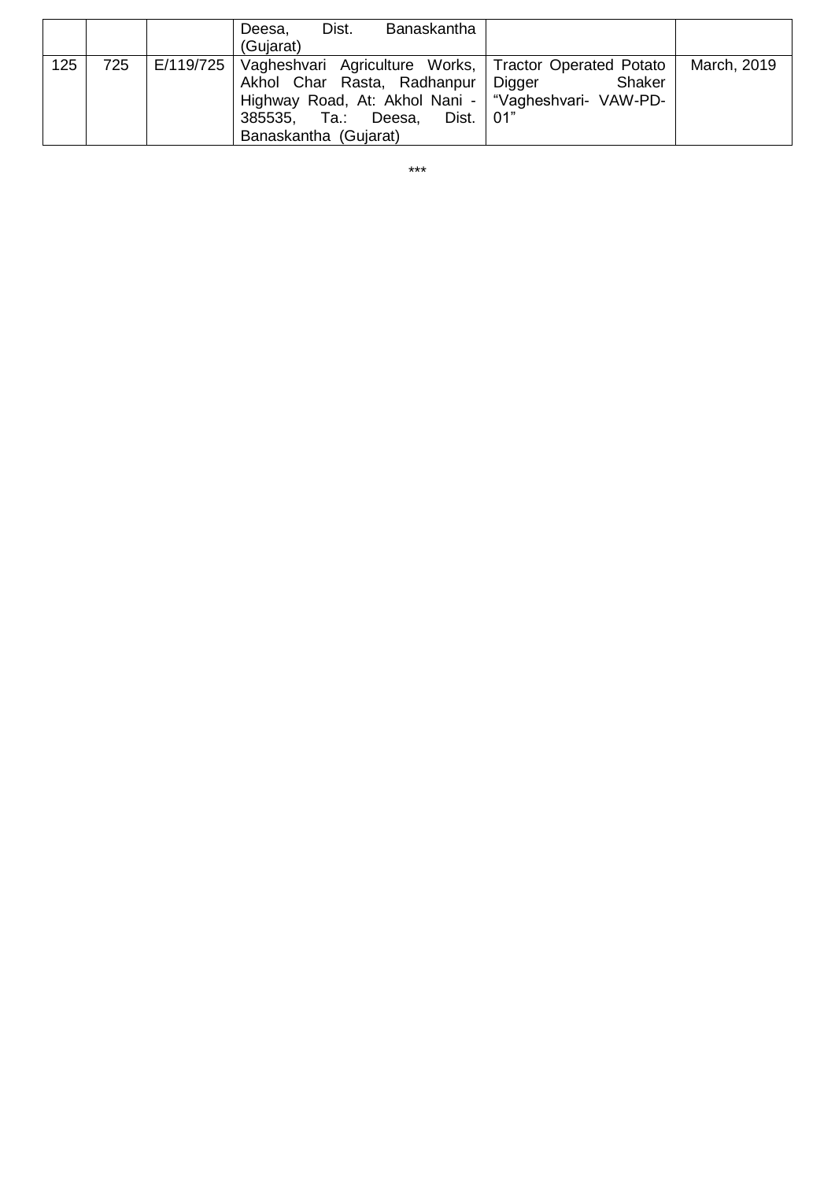| | | | | | |
|---|---|---|---|---|---|
| | | | Deesa, Dist. Banaskantha (Gujarat) | | |
| 125 | 725 | E/119/725 | Vagheshvari Agriculture Works, Akhol Char Rasta, Radhanpur Highway Road, At: Akhol Nani - 385535, Ta.: Deesa, Dist. Banaskantha (Gujarat) | Tractor Operated Potato Digger Shaker "Vagheshvari- VAW-PD-01" | March, 2019 |

***